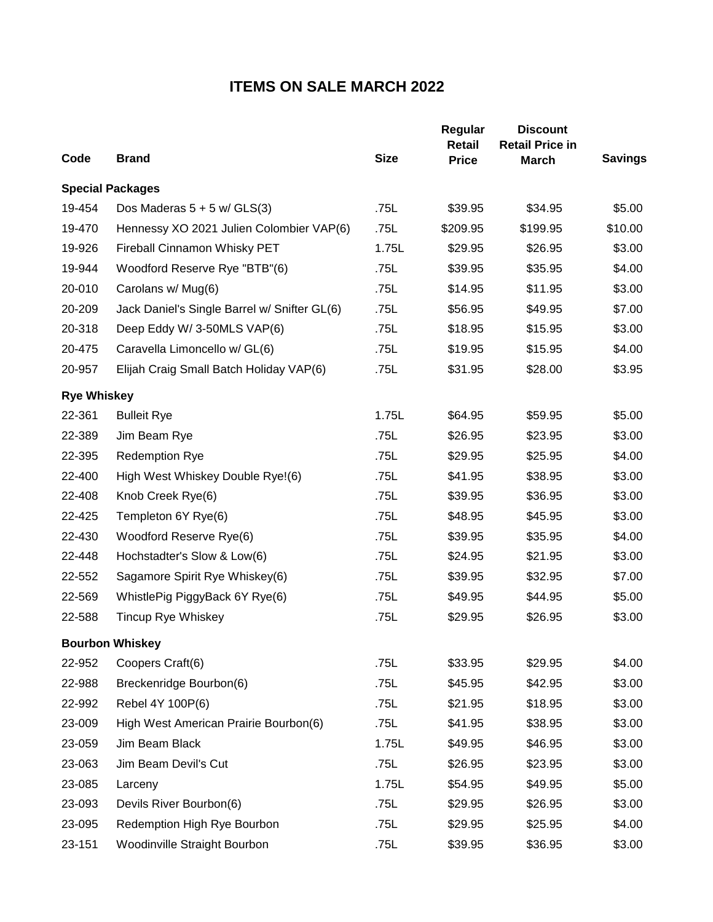# ITEMS ON SALE MARCH 2022

| Code | Brand | Size | Regular Retail Price | Discount Retail Price in March | Savings |
|---|---|---|---|---|---|
| **Special Packages** | | | | | |
| 19-454 | Dos Maderas 5 + 5 w/ GLS(3) | .75L | $39.95 | $34.95 | $5.00 |
| 19-470 | Hennessy XO 2021 Julien Colombier VAP(6) | .75L | $209.95 | $199.95 | $10.00 |
| 19-926 | Fireball Cinnamon Whisky PET | 1.75L | $29.95 | $26.95 | $3.00 |
| 19-944 | Woodford Reserve Rye "BTB"(6) | .75L | $39.95 | $35.95 | $4.00 |
| 20-010 | Carolans w/ Mug(6) | .75L | $14.95 | $11.95 | $3.00 |
| 20-209 | Jack Daniel's Single Barrel w/ Snifter GL(6) | .75L | $56.95 | $49.95 | $7.00 |
| 20-318 | Deep Eddy W/ 3-50MLS VAP(6) | .75L | $18.95 | $15.95 | $3.00 |
| 20-475 | Caravella Limoncello w/ GL(6) | .75L | $19.95 | $15.95 | $4.00 |
| 20-957 | Elijah Craig Small Batch Holiday VAP(6) | .75L | $31.95 | $28.00 | $3.95 |
| **Rye Whiskey** | | | | | |
| 22-361 | Bulleit Rye | 1.75L | $64.95 | $59.95 | $5.00 |
| 22-389 | Jim Beam Rye | .75L | $26.95 | $23.95 | $3.00 |
| 22-395 | Redemption Rye | .75L | $29.95 | $25.95 | $4.00 |
| 22-400 | High West Whiskey Double Rye!(6) | .75L | $41.95 | $38.95 | $3.00 |
| 22-408 | Knob Creek Rye(6) | .75L | $39.95 | $36.95 | $3.00 |
| 22-425 | Templeton 6Y Rye(6) | .75L | $48.95 | $45.95 | $3.00 |
| 22-430 | Woodford Reserve Rye(6) | .75L | $39.95 | $35.95 | $4.00 |
| 22-448 | Hochstadter's Slow & Low(6) | .75L | $24.95 | $21.95 | $3.00 |
| 22-552 | Sagamore Spirit Rye Whiskey(6) | .75L | $39.95 | $32.95 | $7.00 |
| 22-569 | WhistlePig PiggyBack 6Y Rye(6) | .75L | $49.95 | $44.95 | $5.00 |
| 22-588 | Tincup Rye Whiskey | .75L | $29.95 | $26.95 | $3.00 |
| **Bourbon Whiskey** | | | | | |
| 22-952 | Coopers Craft(6) | .75L | $33.95 | $29.95 | $4.00 |
| 22-988 | Breckenridge Bourbon(6) | .75L | $45.95 | $42.95 | $3.00 |
| 22-992 | Rebel 4Y 100P(6) | .75L | $21.95 | $18.95 | $3.00 |
| 23-009 | High West American Prairie Bourbon(6) | .75L | $41.95 | $38.95 | $3.00 |
| 23-059 | Jim Beam Black | 1.75L | $49.95 | $46.95 | $3.00 |
| 23-063 | Jim Beam Devil's Cut | .75L | $26.95 | $23.95 | $3.00 |
| 23-085 | Larceny | 1.75L | $54.95 | $49.95 | $5.00 |
| 23-093 | Devils River Bourbon(6) | .75L | $29.95 | $26.95 | $3.00 |
| 23-095 | Redemption High Rye Bourbon | .75L | $29.95 | $25.95 | $4.00 |
| 23-151 | Woodinville Straight Bourbon | .75L | $39.95 | $36.95 | $3.00 |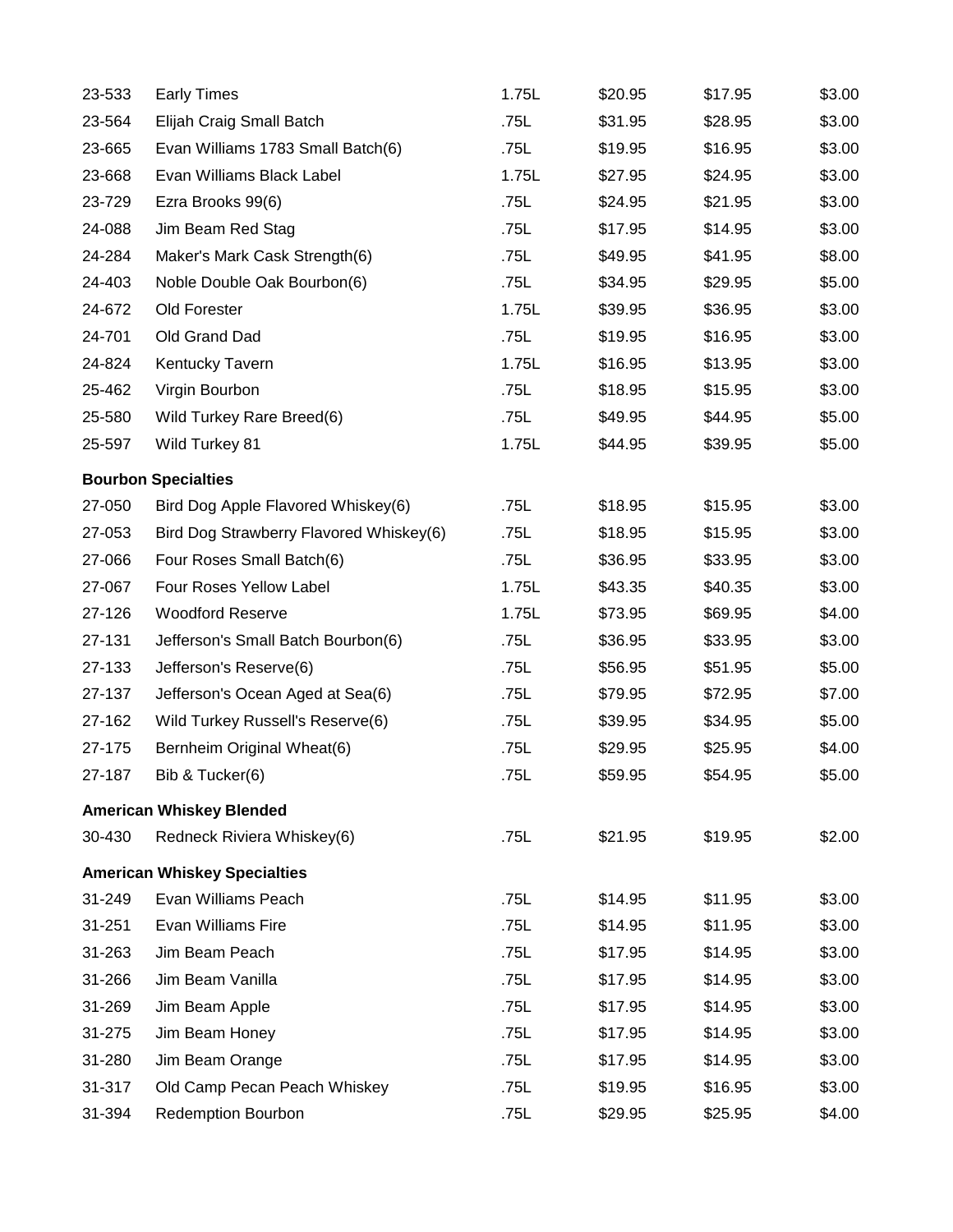| | | | | | |
|---|---|---|---|---|---|
| 23-533 | Early Times | 1.75L | $20.95 | $17.95 | $3.00 |
| 23-564 | Elijah Craig Small Batch | .75L | $31.95 | $28.95 | $3.00 |
| 23-665 | Evan Williams 1783 Small Batch(6) | .75L | $19.95 | $16.95 | $3.00 |
| 23-668 | Evan Williams Black Label | 1.75L | $27.95 | $24.95 | $3.00 |
| 23-729 | Ezra Brooks 99(6) | .75L | $24.95 | $21.95 | $3.00 |
| 24-088 | Jim Beam Red Stag | .75L | $17.95 | $14.95 | $3.00 |
| 24-284 | Maker's Mark Cask Strength(6) | .75L | $49.95 | $41.95 | $8.00 |
| 24-403 | Noble Double Oak Bourbon(6) | .75L | $34.95 | $29.95 | $5.00 |
| 24-672 | Old Forester | 1.75L | $39.95 | $36.95 | $3.00 |
| 24-701 | Old Grand Dad | .75L | $19.95 | $16.95 | $3.00 |
| 24-824 | Kentucky Tavern | 1.75L | $16.95 | $13.95 | $3.00 |
| 25-462 | Virgin Bourbon | .75L | $18.95 | $15.95 | $3.00 |
| 25-580 | Wild Turkey Rare Breed(6) | .75L | $49.95 | $44.95 | $5.00 |
| 25-597 | Wild Turkey 81 | 1.75L | $44.95 | $39.95 | $5.00 |
| **Bourbon Specialties** | | | | | |
| 27-050 | Bird Dog Apple Flavored Whiskey(6) | .75L | $18.95 | $15.95 | $3.00 |
| 27-053 | Bird Dog Strawberry Flavored Whiskey(6) | .75L | $18.95 | $15.95 | $3.00 |
| 27-066 | Four Roses Small Batch(6) | .75L | $36.95 | $33.95 | $3.00 |
| 27-067 | Four Roses Yellow Label | 1.75L | $43.35 | $40.35 | $3.00 |
| 27-126 | Woodford Reserve | 1.75L | $73.95 | $69.95 | $4.00 |
| 27-131 | Jefferson's Small Batch Bourbon(6) | .75L | $36.95 | $33.95 | $3.00 |
| 27-133 | Jefferson's Reserve(6) | .75L | $56.95 | $51.95 | $5.00 |
| 27-137 | Jefferson's Ocean Aged at Sea(6) | .75L | $79.95 | $72.95 | $7.00 |
| 27-162 | Wild Turkey Russell's Reserve(6) | .75L | $39.95 | $34.95 | $5.00 |
| 27-175 | Bernheim Original Wheat(6) | .75L | $29.95 | $25.95 | $4.00 |
| 27-187 | Bib & Tucker(6) | .75L | $59.95 | $54.95 | $5.00 |
| **American Whiskey Blended** | | | | | |
| 30-430 | Redneck Riviera Whiskey(6) | .75L | $21.95 | $19.95 | $2.00 |
| **American Whiskey Specialties** | | | | | |
| 31-249 | Evan Williams Peach | .75L | $14.95 | $11.95 | $3.00 |
| 31-251 | Evan Williams Fire | .75L | $14.95 | $11.95 | $3.00 |
| 31-263 | Jim Beam Peach | .75L | $17.95 | $14.95 | $3.00 |
| 31-266 | Jim Beam Vanilla | .75L | $17.95 | $14.95 | $3.00 |
| 31-269 | Jim Beam Apple | .75L | $17.95 | $14.95 | $3.00 |
| 31-275 | Jim Beam Honey | .75L | $17.95 | $14.95 | $3.00 |
| 31-280 | Jim Beam Orange | .75L | $17.95 | $14.95 | $3.00 |
| 31-317 | Old Camp Pecan Peach Whiskey | .75L | $19.95 | $16.95 | $3.00 |
| 31-394 | Redemption Bourbon | .75L | $29.95 | $25.95 | $4.00 |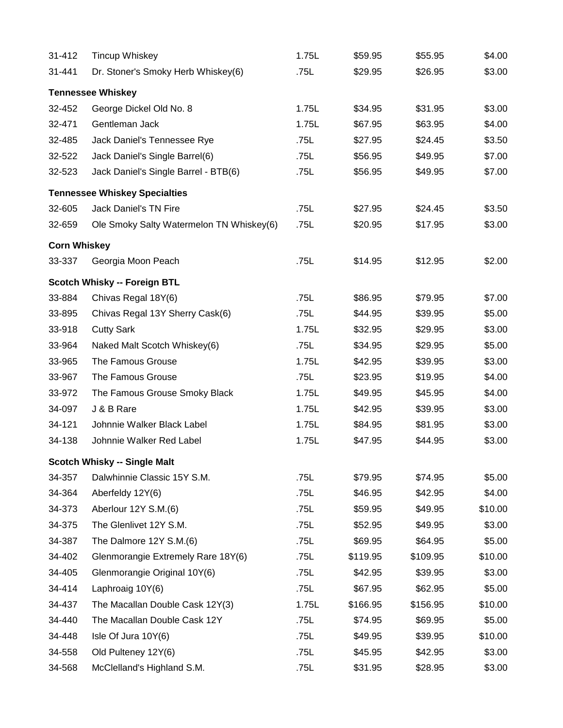| | | | | | |
|---|---|---|---|---|---|
| 31-412 | Tincup Whiskey | 1.75L | $59.95 | $55.95 | $4.00 |
| 31-441 | Dr. Stoner's Smoky Herb Whiskey(6) | .75L | $29.95 | $26.95 | $3.00 |
| **Tennessee Whiskey** | | | | | |
| 32-452 | George Dickel Old No. 8 | 1.75L | $34.95 | $31.95 | $3.00 |
| 32-471 | Gentleman Jack | 1.75L | $67.95 | $63.95 | $4.00 |
| 32-485 | Jack Daniel's Tennessee Rye | .75L | $27.95 | $24.45 | $3.50 |
| 32-522 | Jack Daniel's Single Barrel(6) | .75L | $56.95 | $49.95 | $7.00 |
| 32-523 | Jack Daniel's Single Barrel - BTB(6) | .75L | $56.95 | $49.95 | $7.00 |
| **Tennessee Whiskey Specialties** | | | | | |
| 32-605 | Jack Daniel's TN Fire | .75L | $27.95 | $24.45 | $3.50 |
| 32-659 | Ole Smoky Salty Watermelon TN Whiskey(6) | .75L | $20.95 | $17.95 | $3.00 |
| **Corn Whiskey** | | | | | |
| 33-337 | Georgia Moon Peach | .75L | $14.95 | $12.95 | $2.00 |
| **Scotch Whisky -- Foreign BTL** | | | | | |
| 33-884 | Chivas Regal 18Y(6) | .75L | $86.95 | $79.95 | $7.00 |
| 33-895 | Chivas Regal 13Y Sherry Cask(6) | .75L | $44.95 | $39.95 | $5.00 |
| 33-918 | Cutty Sark | 1.75L | $32.95 | $29.95 | $3.00 |
| 33-964 | Naked Malt Scotch Whiskey(6) | .75L | $34.95 | $29.95 | $5.00 |
| 33-965 | The Famous Grouse | 1.75L | $42.95 | $39.95 | $3.00 |
| 33-967 | The Famous Grouse | .75L | $23.95 | $19.95 | $4.00 |
| 33-972 | The Famous Grouse Smoky Black | 1.75L | $49.95 | $45.95 | $4.00 |
| 34-097 | J & B Rare | 1.75L | $42.95 | $39.95 | $3.00 |
| 34-121 | Johnnie Walker Black Label | 1.75L | $84.95 | $81.95 | $3.00 |
| 34-138 | Johnnie Walker Red Label | 1.75L | $47.95 | $44.95 | $3.00 |
| **Scotch Whisky -- Single Malt** | | | | | |
| 34-357 | Dalwhinnie Classic 15Y S.M. | .75L | $79.95 | $74.95 | $5.00 |
| 34-364 | Aberfeldy 12Y(6) | .75L | $46.95 | $42.95 | $4.00 |
| 34-373 | Aberlour 12Y S.M.(6) | .75L | $59.95 | $49.95 | $10.00 |
| 34-375 | The Glenlivet 12Y S.M. | .75L | $52.95 | $49.95 | $3.00 |
| 34-387 | The Dalmore 12Y S.M.(6) | .75L | $69.95 | $64.95 | $5.00 |
| 34-402 | Glenmorangie Extremely Rare 18Y(6) | .75L | $119.95 | $109.95 | $10.00 |
| 34-405 | Glenmorangie Original 10Y(6) | .75L | $42.95 | $39.95 | $3.00 |
| 34-414 | Laphroaig 10Y(6) | .75L | $67.95 | $62.95 | $5.00 |
| 34-437 | The Macallan Double Cask 12Y(3) | 1.75L | $166.95 | $156.95 | $10.00 |
| 34-440 | The Macallan Double Cask 12Y | .75L | $74.95 | $69.95 | $5.00 |
| 34-448 | Isle Of Jura 10Y(6) | .75L | $49.95 | $39.95 | $10.00 |
| 34-558 | Old Pulteney 12Y(6) | .75L | $45.95 | $42.95 | $3.00 |
| 34-568 | McClelland's Highland S.M. | .75L | $31.95 | $28.95 | $3.00 |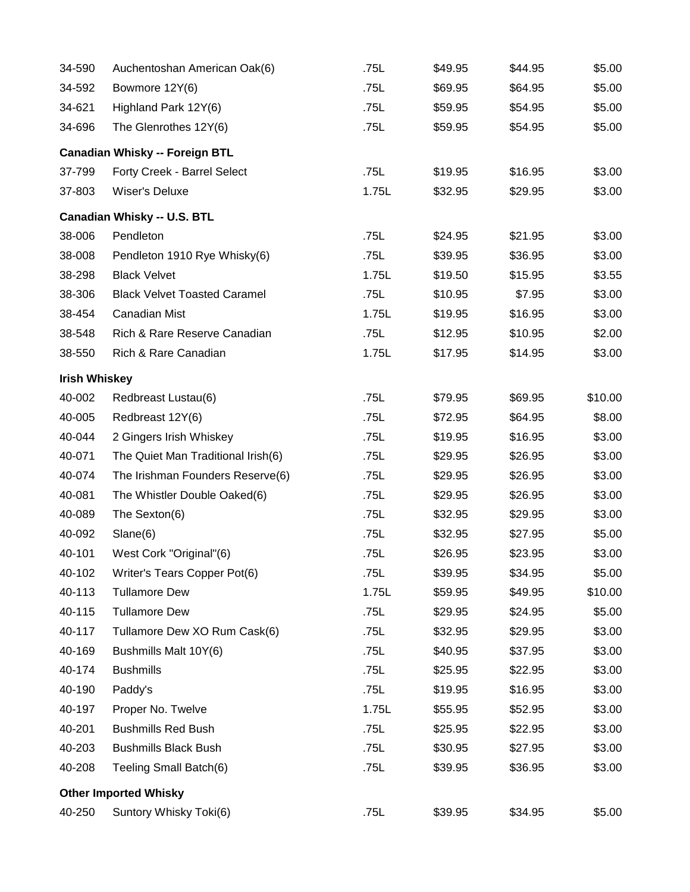| | | | | | |
|---|---|---|---|---|---|
| 34-590 | Auchentoshan American Oak(6) | .75L | $49.95 | $44.95 | $5.00 |
| 34-592 | Bowmore 12Y(6) | .75L | $69.95 | $64.95 | $5.00 |
| 34-621 | Highland Park 12Y(6) | .75L | $59.95 | $54.95 | $5.00 |
| 34-696 | The Glenrothes 12Y(6) | .75L | $59.95 | $54.95 | $5.00 |
| **Canadian Whisky -- Foreign BTL** | | | | | |
| 37-799 | Forty Creek - Barrel Select | .75L | $19.95 | $16.95 | $3.00 |
| 37-803 | Wiser's Deluxe | 1.75L | $32.95 | $29.95 | $3.00 |
| **Canadian Whisky -- U.S. BTL** | | | | | |
| 38-006 | Pendleton | .75L | $24.95 | $21.95 | $3.00 |
| 38-008 | Pendleton 1910 Rye Whisky(6) | .75L | $39.95 | $36.95 | $3.00 |
| 38-298 | Black Velvet | 1.75L | $19.50 | $15.95 | $3.55 |
| 38-306 | Black Velvet Toasted Caramel | .75L | $10.95 | $7.95 | $3.00 |
| 38-454 | Canadian Mist | 1.75L | $19.95 | $16.95 | $3.00 |
| 38-548 | Rich & Rare Reserve Canadian | .75L | $12.95 | $10.95 | $2.00 |
| 38-550 | Rich & Rare Canadian | 1.75L | $17.95 | $14.95 | $3.00 |
| **Irish Whiskey** | | | | | |
| 40-002 | Redbreast Lustau(6) | .75L | $79.95 | $69.95 | $10.00 |
| 40-005 | Redbreast 12Y(6) | .75L | $72.95 | $64.95 | $8.00 |
| 40-044 | 2 Gingers Irish Whiskey | .75L | $19.95 | $16.95 | $3.00 |
| 40-071 | The Quiet Man Traditional Irish(6) | .75L | $29.95 | $26.95 | $3.00 |
| 40-074 | The Irishman Founders Reserve(6) | .75L | $29.95 | $26.95 | $3.00 |
| 40-081 | The Whistler Double Oaked(6) | .75L | $29.95 | $26.95 | $3.00 |
| 40-089 | The Sexton(6) | .75L | $32.95 | $29.95 | $3.00 |
| 40-092 | Slane(6) | .75L | $32.95 | $27.95 | $5.00 |
| 40-101 | West Cork "Original"(6) | .75L | $26.95 | $23.95 | $3.00 |
| 40-102 | Writer's Tears Copper Pot(6) | .75L | $39.95 | $34.95 | $5.00 |
| 40-113 | Tullamore Dew | 1.75L | $59.95 | $49.95 | $10.00 |
| 40-115 | Tullamore Dew | .75L | $29.95 | $24.95 | $5.00 |
| 40-117 | Tullamore Dew XO Rum Cask(6) | .75L | $32.95 | $29.95 | $3.00 |
| 40-169 | Bushmills Malt 10Y(6) | .75L | $40.95 | $37.95 | $3.00 |
| 40-174 | Bushmills | .75L | $25.95 | $22.95 | $3.00 |
| 40-190 | Paddy's | .75L | $19.95 | $16.95 | $3.00 |
| 40-197 | Proper No. Twelve | 1.75L | $55.95 | $52.95 | $3.00 |
| 40-201 | Bushmills Red Bush | .75L | $25.95 | $22.95 | $3.00 |
| 40-203 | Bushmills Black Bush | .75L | $30.95 | $27.95 | $3.00 |
| 40-208 | Teeling Small Batch(6) | .75L | $39.95 | $36.95 | $3.00 |
| **Other Imported Whisky** | | | | | |
| 40-250 | Suntory Whisky Toki(6) | .75L | $39.95 | $34.95 | $5.00 |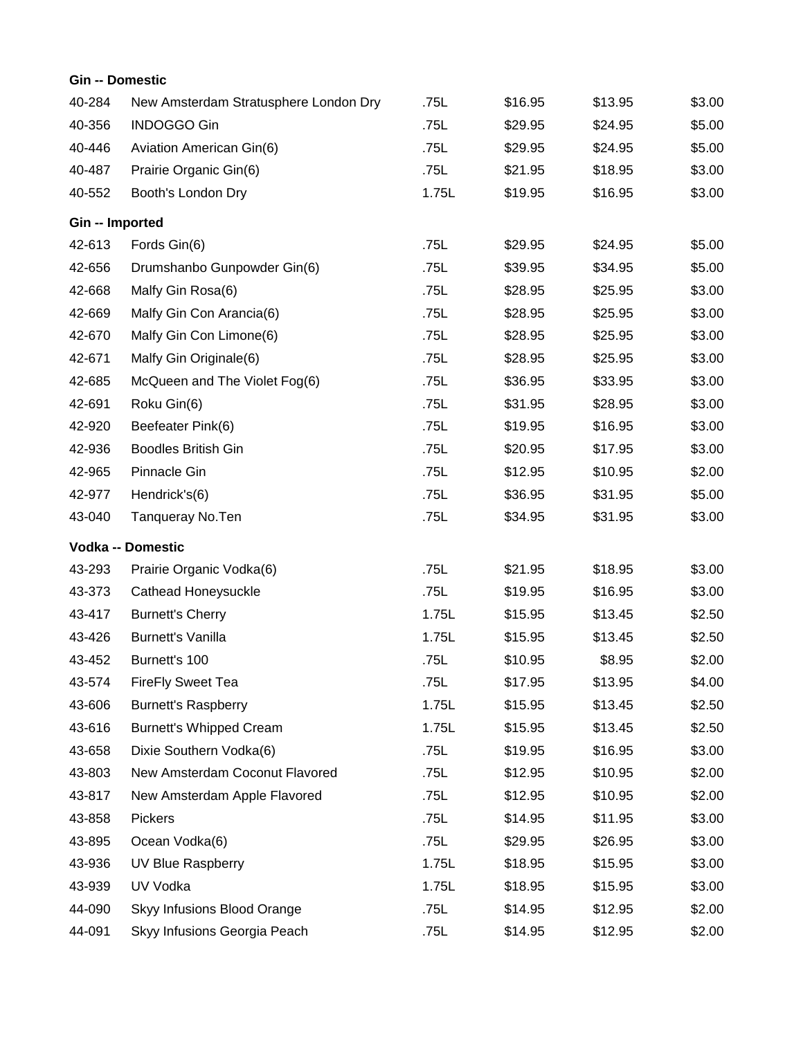**Gin -- Domestic**

| | | | | | |
|---|---|---|---|---|---|
| 40-284 | New Amsterdam Stratusphere London Dry | .75L | $16.95 | $13.95 | $3.00 |
| 40-356 | INDOGGO Gin | .75L | $29.95 | $24.95 | $5.00 |
| 40-446 | Aviation American Gin(6) | .75L | $29.95 | $24.95 | $5.00 |
| 40-487 | Prairie Organic Gin(6) | .75L | $21.95 | $18.95 | $3.00 |
| 40-552 | Booth's London Dry | 1.75L | $19.95 | $16.95 | $3.00 |

**Gin -- Imported**

| | | | | | |
|---|---|---|---|---|---|
| 42-613 | Fords Gin(6) | .75L | $29.95 | $24.95 | $5.00 |
| 42-656 | Drumshanbo Gunpowder Gin(6) | .75L | $39.95 | $34.95 | $5.00 |
| 42-668 | Malfy Gin Rosa(6) | .75L | $28.95 | $25.95 | $3.00 |
| 42-669 | Malfy Gin Con Arancia(6) | .75L | $28.95 | $25.95 | $3.00 |
| 42-670 | Malfy Gin Con Limone(6) | .75L | $28.95 | $25.95 | $3.00 |
| 42-671 | Malfy Gin Originale(6) | .75L | $28.95 | $25.95 | $3.00 |
| 42-685 | McQueen and The Violet Fog(6) | .75L | $36.95 | $33.95 | $3.00 |
| 42-691 | Roku Gin(6) | .75L | $31.95 | $28.95 | $3.00 |
| 42-920 | Beefeater Pink(6) | .75L | $19.95 | $16.95 | $3.00 |
| 42-936 | Boodles British Gin | .75L | $20.95 | $17.95 | $3.00 |
| 42-965 | Pinnacle Gin | .75L | $12.95 | $10.95 | $2.00 |
| 42-977 | Hendrick's(6) | .75L | $36.95 | $31.95 | $5.00 |
| 43-040 | Tanqueray No.Ten | .75L | $34.95 | $31.95 | $3.00 |

**Vodka -- Domestic**

| | | | | | |
|---|---|---|---|---|---|
| 43-293 | Prairie Organic Vodka(6) | .75L | $21.95 | $18.95 | $3.00 |
| 43-373 | Cathead Honeysuckle | .75L | $19.95 | $16.95 | $3.00 |
| 43-417 | Burnett's Cherry | 1.75L | $15.95 | $13.45 | $2.50 |
| 43-426 | Burnett's Vanilla | 1.75L | $15.95 | $13.45 | $2.50 |
| 43-452 | Burnett's 100 | .75L | $10.95 | $8.95 | $2.00 |
| 43-574 | FireFly Sweet Tea | .75L | $17.95 | $13.95 | $4.00 |
| 43-606 | Burnett's Raspberry | 1.75L | $15.95 | $13.45 | $2.50 |
| 43-616 | Burnett's Whipped Cream | 1.75L | $15.95 | $13.45 | $2.50 |
| 43-658 | Dixie Southern Vodka(6) | .75L | $19.95 | $16.95 | $3.00 |
| 43-803 | New Amsterdam Coconut Flavored | .75L | $12.95 | $10.95 | $2.00 |
| 43-817 | New Amsterdam Apple Flavored | .75L | $12.95 | $10.95 | $2.00 |
| 43-858 | Pickers | .75L | $14.95 | $11.95 | $3.00 |
| 43-895 | Ocean Vodka(6) | .75L | $29.95 | $26.95 | $3.00 |
| 43-936 | UV Blue Raspberry | 1.75L | $18.95 | $15.95 | $3.00 |
| 43-939 | UV Vodka | 1.75L | $18.95 | $15.95 | $3.00 |
| 44-090 | Skyy Infusions Blood Orange | .75L | $14.95 | $12.95 | $2.00 |
| 44-091 | Skyy Infusions Georgia Peach | .75L | $14.95 | $12.95 | $2.00 |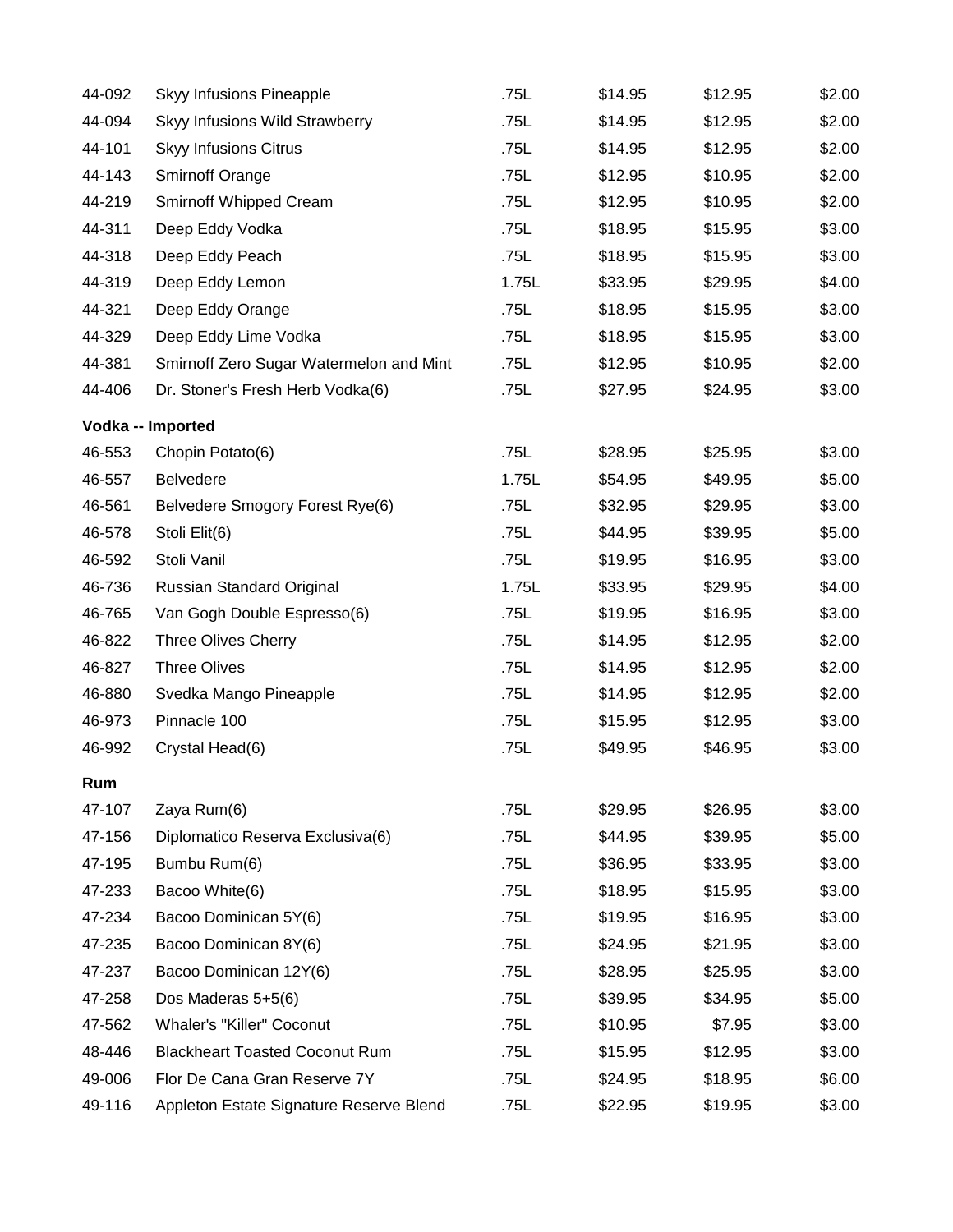| | | | | | |
|---|---|---|---|---|---|
| 44-092 | Skyy Infusions Pineapple | .75L | $14.95 | $12.95 | $2.00 |
| 44-094 | Skyy Infusions Wild Strawberry | .75L | $14.95 | $12.95 | $2.00 |
| 44-101 | Skyy Infusions Citrus | .75L | $14.95 | $12.95 | $2.00 |
| 44-143 | Smirnoff Orange | .75L | $12.95 | $10.95 | $2.00 |
| 44-219 | Smirnoff Whipped Cream | .75L | $12.95 | $10.95 | $2.00 |
| 44-311 | Deep Eddy Vodka | .75L | $18.95 | $15.95 | $3.00 |
| 44-318 | Deep Eddy Peach | .75L | $18.95 | $15.95 | $3.00 |
| 44-319 | Deep Eddy Lemon | 1.75L | $33.95 | $29.95 | $4.00 |
| 44-321 | Deep Eddy Orange | .75L | $18.95 | $15.95 | $3.00 |
| 44-329 | Deep Eddy Lime Vodka | .75L | $18.95 | $15.95 | $3.00 |
| 44-381 | Smirnoff Zero Sugar Watermelon and Mint | .75L | $12.95 | $10.95 | $2.00 |
| 44-406 | Dr. Stoner's Fresh Herb Vodka(6) | .75L | $27.95 | $24.95 | $3.00 |
| **Vodka -- Imported** | | | | | |
| 46-553 | Chopin Potato(6) | .75L | $28.95 | $25.95 | $3.00 |
| 46-557 | Belvedere | 1.75L | $54.95 | $49.95 | $5.00 |
| 46-561 | Belvedere Smogory Forest Rye(6) | .75L | $32.95 | $29.95 | $3.00 |
| 46-578 | Stoli Elit(6) | .75L | $44.95 | $39.95 | $5.00 |
| 46-592 | Stoli Vanil | .75L | $19.95 | $16.95 | $3.00 |
| 46-736 | Russian Standard Original | 1.75L | $33.95 | $29.95 | $4.00 |
| 46-765 | Van Gogh Double Espresso(6) | .75L | $19.95 | $16.95 | $3.00 |
| 46-822 | Three Olives Cherry | .75L | $14.95 | $12.95 | $2.00 |
| 46-827 | Three Olives | .75L | $14.95 | $12.95 | $2.00 |
| 46-880 | Svedka Mango Pineapple | .75L | $14.95 | $12.95 | $2.00 |
| 46-973 | Pinnacle 100 | .75L | $15.95 | $12.95 | $3.00 |
| 46-992 | Crystal Head(6) | .75L | $49.95 | $46.95 | $3.00 |
| **Rum** | | | | | |
| 47-107 | Zaya Rum(6) | .75L | $29.95 | $26.95 | $3.00 |
| 47-156 | Diplomatico Reserva Exclusiva(6) | .75L | $44.95 | $39.95 | $5.00 |
| 47-195 | Bumbu Rum(6) | .75L | $36.95 | $33.95 | $3.00 |
| 47-233 | Bacoo White(6) | .75L | $18.95 | $15.95 | $3.00 |
| 47-234 | Bacoo Dominican 5Y(6) | .75L | $19.95 | $16.95 | $3.00 |
| 47-235 | Bacoo Dominican 8Y(6) | .75L | $24.95 | $21.95 | $3.00 |
| 47-237 | Bacoo Dominican 12Y(6) | .75L | $28.95 | $25.95 | $3.00 |
| 47-258 | Dos Maderas 5+5(6) | .75L | $39.95 | $34.95 | $5.00 |
| 47-562 | Whaler's "Killer" Coconut | .75L | $10.95 | $7.95 | $3.00 |
| 48-446 | Blackheart Toasted Coconut Rum | .75L | $15.95 | $12.95 | $3.00 |
| 49-006 | Flor De Cana Gran Reserve 7Y | .75L | $24.95 | $18.95 | $6.00 |
| 49-116 | Appleton Estate Signature Reserve Blend | .75L | $22.95 | $19.95 | $3.00 |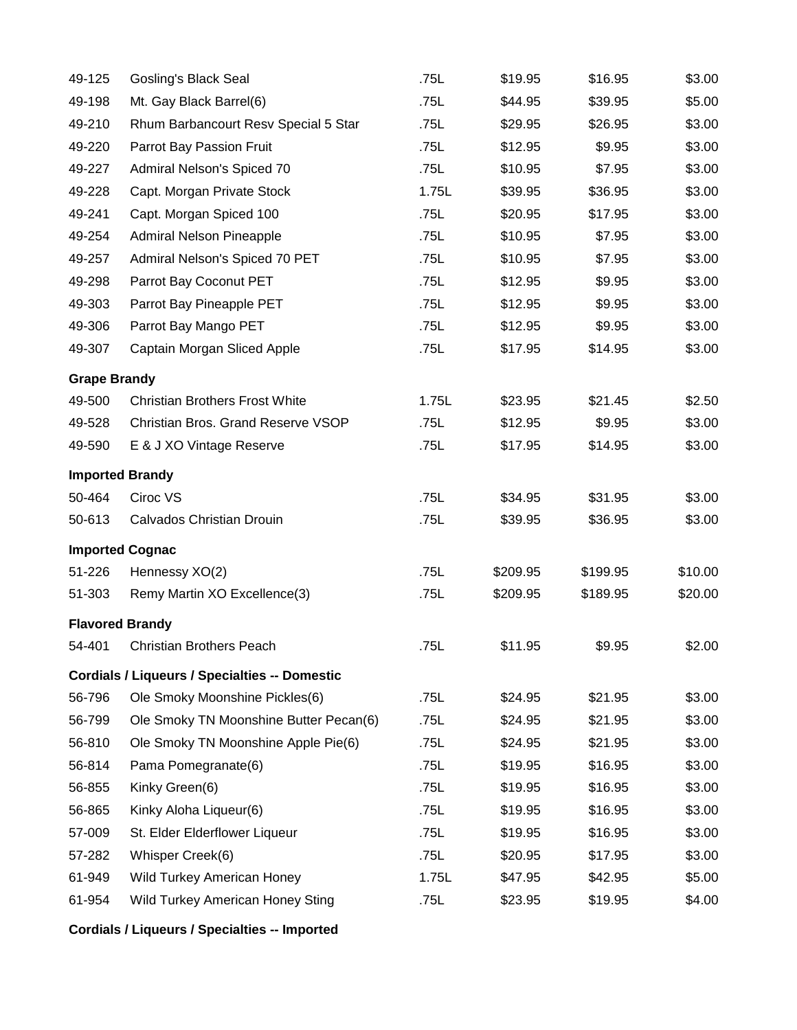| | | | | | |
|---|---|---|---|---|---|
| 49-125 | Gosling's Black Seal | .75L | $19.95 | $16.95 | $3.00 |
| 49-198 | Mt. Gay Black Barrel(6) | .75L | $44.95 | $39.95 | $5.00 |
| 49-210 | Rhum Barbancourt Resv Special 5 Star | .75L | $29.95 | $26.95 | $3.00 |
| 49-220 | Parrot Bay Passion Fruit | .75L | $12.95 | $9.95 | $3.00 |
| 49-227 | Admiral Nelson's Spiced 70 | .75L | $10.95 | $7.95 | $3.00 |
| 49-228 | Capt. Morgan Private Stock | 1.75L | $39.95 | $36.95 | $3.00 |
| 49-241 | Capt. Morgan Spiced 100 | .75L | $20.95 | $17.95 | $3.00 |
| 49-254 | Admiral Nelson Pineapple | .75L | $10.95 | $7.95 | $3.00 |
| 49-257 | Admiral Nelson's Spiced 70 PET | .75L | $10.95 | $7.95 | $3.00 |
| 49-298 | Parrot Bay Coconut PET | .75L | $12.95 | $9.95 | $3.00 |
| 49-303 | Parrot Bay Pineapple PET | .75L | $12.95 | $9.95 | $3.00 |
| 49-306 | Parrot Bay Mango PET | .75L | $12.95 | $9.95 | $3.00 |
| 49-307 | Captain Morgan Sliced Apple | .75L | $17.95 | $14.95 | $3.00 |
| **Grape Brandy** | | | | | |
| 49-500 | Christian Brothers Frost White | 1.75L | $23.95 | $21.45 | $2.50 |
| 49-528 | Christian Bros. Grand Reserve VSOP | .75L | $12.95 | $9.95 | $3.00 |
| 49-590 | E & J XO Vintage Reserve | .75L | $17.95 | $14.95 | $3.00 |
| **Imported Brandy** | | | | | |
| 50-464 | Ciroc VS | .75L | $34.95 | $31.95 | $3.00 |
| 50-613 | Calvados Christian Drouin | .75L | $39.95 | $36.95 | $3.00 |
| **Imported Cognac** | | | | | |
| 51-226 | Hennessy XO(2) | .75L | $209.95 | $199.95 | $10.00 |
| 51-303 | Remy Martin XO Excellence(3) | .75L | $209.95 | $189.95 | $20.00 |
| **Flavored Brandy** | | | | | |
| 54-401 | Christian Brothers Peach | .75L | $11.95 | $9.95 | $2.00 |
| **Cordials / Liqueurs / Specialties -- Domestic** | | | | | |
| 56-796 | Ole Smoky Moonshine Pickles(6) | .75L | $24.95 | $21.95 | $3.00 |
| 56-799 | Ole Smoky TN Moonshine Butter Pecan(6) | .75L | $24.95 | $21.95 | $3.00 |
| 56-810 | Ole Smoky TN Moonshine Apple Pie(6) | .75L | $24.95 | $21.95 | $3.00 |
| 56-814 | Pama Pomegranate(6) | .75L | $19.95 | $16.95 | $3.00 |
| 56-855 | Kinky Green(6) | .75L | $19.95 | $16.95 | $3.00 |
| 56-865 | Kinky Aloha Liqueur(6) | .75L | $19.95 | $16.95 | $3.00 |
| 57-009 | St. Elder Elderflower Liqueur | .75L | $19.95 | $16.95 | $3.00 |
| 57-282 | Whisper Creek(6) | .75L | $20.95 | $17.95 | $3.00 |
| 61-949 | Wild Turkey American Honey | 1.75L | $47.95 | $42.95 | $5.00 |
| 61-954 | Wild Turkey American Honey Sting | .75L | $23.95 | $19.95 | $4.00 |
| **Cordials / Liqueurs / Specialties -- Imported** | | | | | |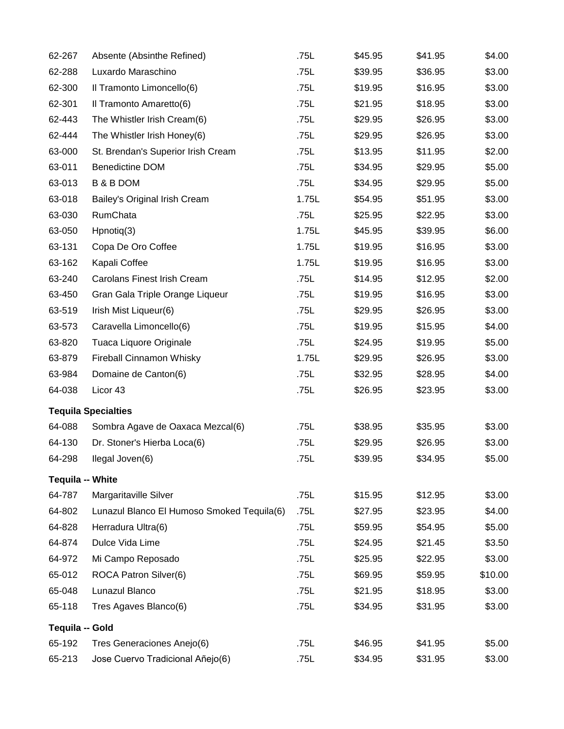| | | | | | |
|---|---|---|---|---|---|
| 62-267 | Absente (Absinthe Refined) | .75L | $45.95 | $41.95 | $4.00 |
| 62-288 | Luxardo Maraschino | .75L | $39.95 | $36.95 | $3.00 |
| 62-300 | Il Tramonto Limoncello(6) | .75L | $19.95 | $16.95 | $3.00 |
| 62-301 | Il Tramonto Amaretto(6) | .75L | $21.95 | $18.95 | $3.00 |
| 62-443 | The Whistler Irish Cream(6) | .75L | $29.95 | $26.95 | $3.00 |
| 62-444 | The Whistler Irish Honey(6) | .75L | $29.95 | $26.95 | $3.00 |
| 63-000 | St. Brendan's Superior Irish Cream | .75L | $13.95 | $11.95 | $2.00 |
| 63-011 | Benedictine DOM | .75L | $34.95 | $29.95 | $5.00 |
| 63-013 | B & B DOM | .75L | $34.95 | $29.95 | $5.00 |
| 63-018 | Bailey's Original Irish Cream | 1.75L | $54.95 | $51.95 | $3.00 |
| 63-030 | RumChata | .75L | $25.95 | $22.95 | $3.00 |
| 63-050 | Hpnotiq(3) | 1.75L | $45.95 | $39.95 | $6.00 |
| 63-131 | Copa De Oro Coffee | 1.75L | $19.95 | $16.95 | $3.00 |
| 63-162 | Kapali Coffee | 1.75L | $19.95 | $16.95 | $3.00 |
| 63-240 | Carolans Finest Irish Cream | .75L | $14.95 | $12.95 | $2.00 |
| 63-450 | Gran Gala Triple Orange Liqueur | .75L | $19.95 | $16.95 | $3.00 |
| 63-519 | Irish Mist Liqueur(6) | .75L | $29.95 | $26.95 | $3.00 |
| 63-573 | Caravella Limoncello(6) | .75L | $19.95 | $15.95 | $4.00 |
| 63-820 | Tuaca Liquore Originale | .75L | $24.95 | $19.95 | $5.00 |
| 63-879 | Fireball Cinnamon Whisky | 1.75L | $29.95 | $26.95 | $3.00 |
| 63-984 | Domaine de Canton(6) | .75L | $32.95 | $28.95 | $4.00 |
| 64-038 | Licor 43 | .75L | $26.95 | $23.95 | $3.00 |
| **Tequila Specialties** | | | | | |
| 64-088 | Sombra Agave de Oaxaca Mezcal(6) | .75L | $38.95 | $35.95 | $3.00 |
| 64-130 | Dr. Stoner's Hierba Loca(6) | .75L | $29.95 | $26.95 | $3.00 |
| 64-298 | Ilegal Joven(6) | .75L | $39.95 | $34.95 | $5.00 |
| **Tequila -- White** | | | | | |
| 64-787 | Margaritaville Silver | .75L | $15.95 | $12.95 | $3.00 |
| 64-802 | Lunazul Blanco El Humoso Smoked Tequila(6) | .75L | $27.95 | $23.95 | $4.00 |
| 64-828 | Herradura Ultra(6) | .75L | $59.95 | $54.95 | $5.00 |
| 64-874 | Dulce Vida Lime | .75L | $24.95 | $21.45 | $3.50 |
| 64-972 | Mi Campo Reposado | .75L | $25.95 | $22.95 | $3.00 |
| 65-012 | ROCA Patron Silver(6) | .75L | $69.95 | $59.95 | $10.00 |
| 65-048 | Lunazul Blanco | .75L | $21.95 | $18.95 | $3.00 |
| 65-118 | Tres Agaves Blanco(6) | .75L | $34.95 | $31.95 | $3.00 |
| **Tequila -- Gold** | | | | | |
| 65-192 | Tres Generaciones Anejo(6) | .75L | $46.95 | $41.95 | $5.00 |
| 65-213 | Jose Cuervo Tradicional Añejo(6) | .75L | $34.95 | $31.95 | $3.00 |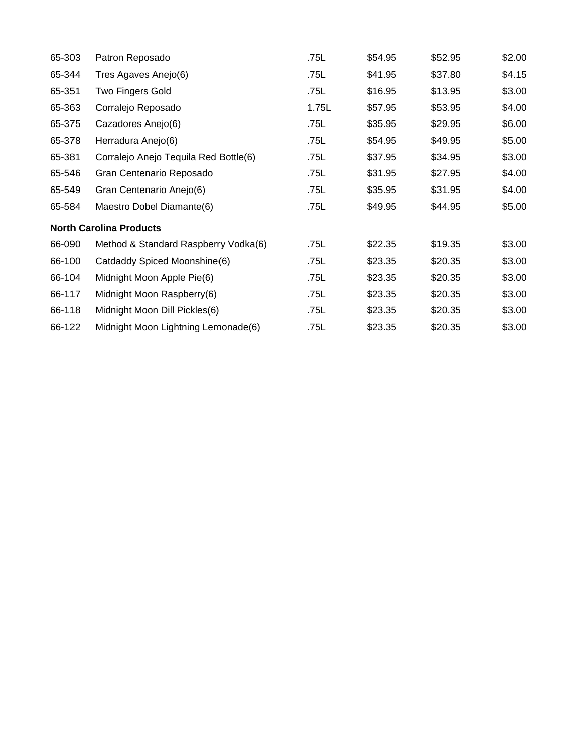| | | | | | |
|---|---|---|---|---|---|
| 65-303 | Patron Reposado | .75L | $54.95 | $52.95 | $2.00 |
| 65-344 | Tres Agaves Anejo(6) | .75L | $41.95 | $37.80 | $4.15 |
| 65-351 | Two Fingers Gold | .75L | $16.95 | $13.95 | $3.00 |
| 65-363 | Corralejo Reposado | 1.75L | $57.95 | $53.95 | $4.00 |
| 65-375 | Cazadores Anejo(6) | .75L | $35.95 | $29.95 | $6.00 |
| 65-378 | Herradura Anejo(6) | .75L | $54.95 | $49.95 | $5.00 |
| 65-381 | Corralejo Anejo Tequila Red Bottle(6) | .75L | $37.95 | $34.95 | $3.00 |
| 65-546 | Gran Centenario Reposado | .75L | $31.95 | $27.95 | $4.00 |
| 65-549 | Gran Centenario Anejo(6) | .75L | $35.95 | $31.95 | $4.00 |
| 65-584 | Maestro Dobel Diamante(6) | .75L | $49.95 | $44.95 | $5.00 |
| **North Carolina Products** | | | | | |
| 66-090 | Method & Standard Raspberry Vodka(6) | .75L | $22.35 | $19.35 | $3.00 |
| 66-100 | Catdaddy Spiced Moonshine(6) | .75L | $23.35 | $20.35 | $3.00 |
| 66-104 | Midnight Moon Apple Pie(6) | .75L | $23.35 | $20.35 | $3.00 |
| 66-117 | Midnight Moon Raspberry(6) | .75L | $23.35 | $20.35 | $3.00 |
| 66-118 | Midnight Moon Dill Pickles(6) | .75L | $23.35 | $20.35 | $3.00 |
| 66-122 | Midnight Moon Lightning Lemonade(6) | .75L | $23.35 | $20.35 | $3.00 |